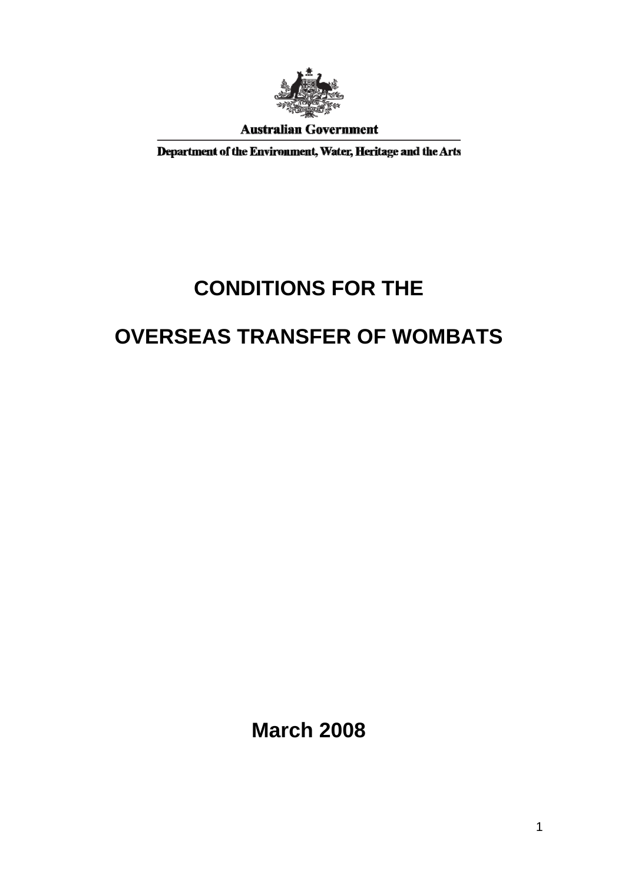Australian Government

Department of the Environment, Water, Heritage and the Arts

# CONDITIONS FOR THE

# OVERSEAS TRANSFER OF WOMBATS

**March 2008**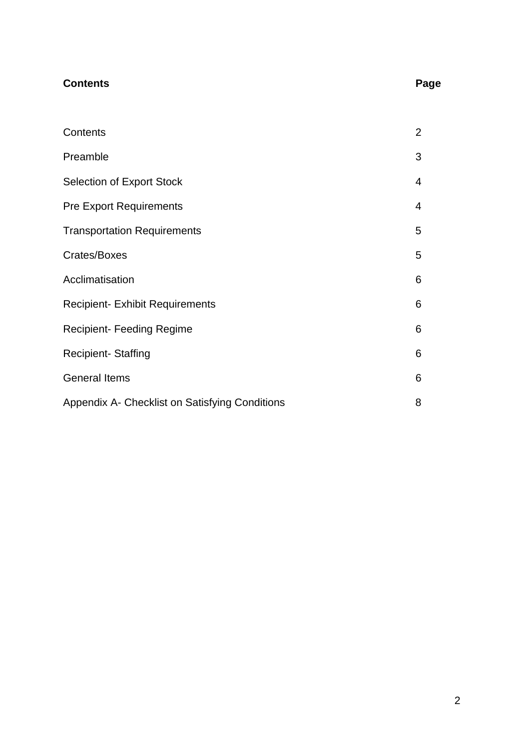| **Contents** | **Page** |
| --- | --- |
| Contents | 2 |
| Preamble | 3 |
| Selection of Export Stock | 4 |
| Pre Export Requirements | 4 |
| Transportation Requirements | 5 |
| Crates/Boxes | 5 |
| Acclimatisation | 6 |
| Recipient- Exhibit Requirements | 6 |
| Recipient- Feeding Regime | 6 |
| Recipient- Staffing | 6 |
| General Items | 6 |
| Appendix A- Checklist on Satisfying Conditions | 8 |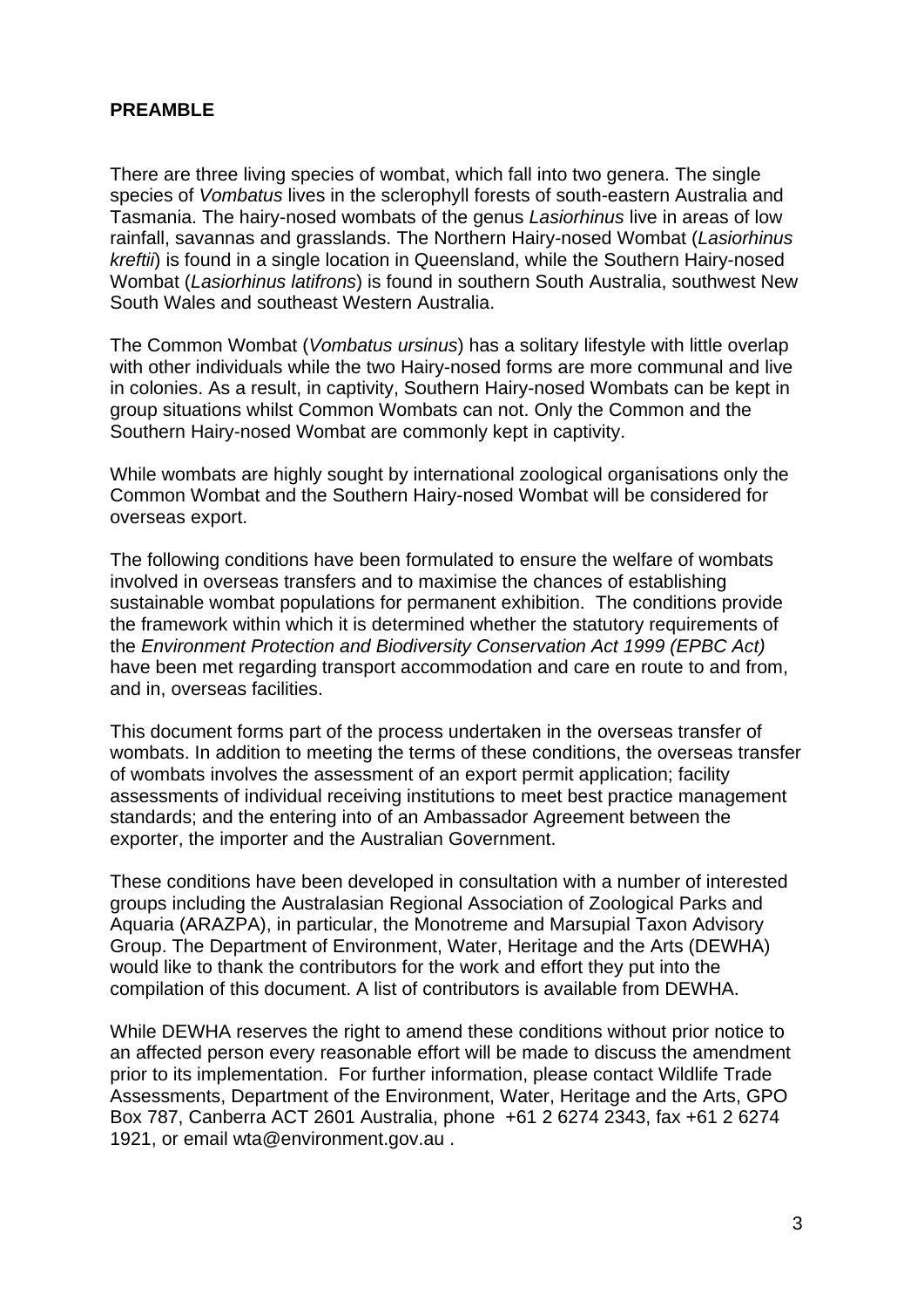**PREAMBLE**

There are three living species of wombat, which fall into two genera. The single species of *Vombatus* lives in the sclerophyll forests of south-eastern Australia and Tasmania. The hairy-nosed wombats of the genus *Lasiorhinus* live in areas of low rainfall, savannas and grasslands. The Northern Hairy-nosed Wombat (*Lasiorhinus kreftii*) is found in a single location in Queensland, while the Southern Hairy-nosed Wombat (*Lasiorhinus latifrons*) is found in southern South Australia, southwest New South Wales and southeast Western Australia.

The Common Wombat (*Vombatus ursinus*) has a solitary lifestyle with little overlap with other individuals while the two Hairy-nosed forms are more communal and live in colonies. As a result, in captivity, Southern Hairy-nosed Wombats can be kept in group situations whilst Common Wombats can not. Only the Common and the Southern Hairy-nosed Wombat are commonly kept in captivity.

While wombats are highly sought by international zoological organisations only the Common Wombat and the Southern Hairy-nosed Wombat will be considered for overseas export.

The following conditions have been formulated to ensure the welfare of wombats involved in overseas transfers and to maximise the chances of establishing sustainable wombat populations for permanent exhibition. The conditions provide the framework within which it is determined whether the statutory requirements of the *Environment Protection and Biodiversity Conservation Act 1999 (EPBC Act)* have been met regarding transport accommodation and care en route to and from, and in, overseas facilities.

This document forms part of the process undertaken in the overseas transfer of wombats. In addition to meeting the terms of these conditions, the overseas transfer of wombats involves the assessment of an export permit application; facility assessments of individual receiving institutions to meet best practice management standards; and the entering into of an Ambassador Agreement between the exporter, the importer and the Australian Government.

These conditions have been developed in consultation with a number of interested groups including the Australasian Regional Association of Zoological Parks and Aquaria (ARAZPA), in particular, the Monotreme and Marsupial Taxon Advisory Group. The Department of Environment, Water, Heritage and the Arts (DEWHA) would like to thank the contributors for the work and effort they put into the compilation of this document. A list of contributors is available from DEWHA.

While DEWHA reserves the right to amend these conditions without prior notice to an affected person every reasonable effort will be made to discuss the amendment prior to its implementation. For further information, please contact Wildlife Trade Assessments, Department of the Environment, Water, Heritage and the Arts, GPO Box 787, Canberra ACT 2601 Australia, phone +61 2 6274 2343, fax +61 2 6274 1921, or email wta@environment.gov.au .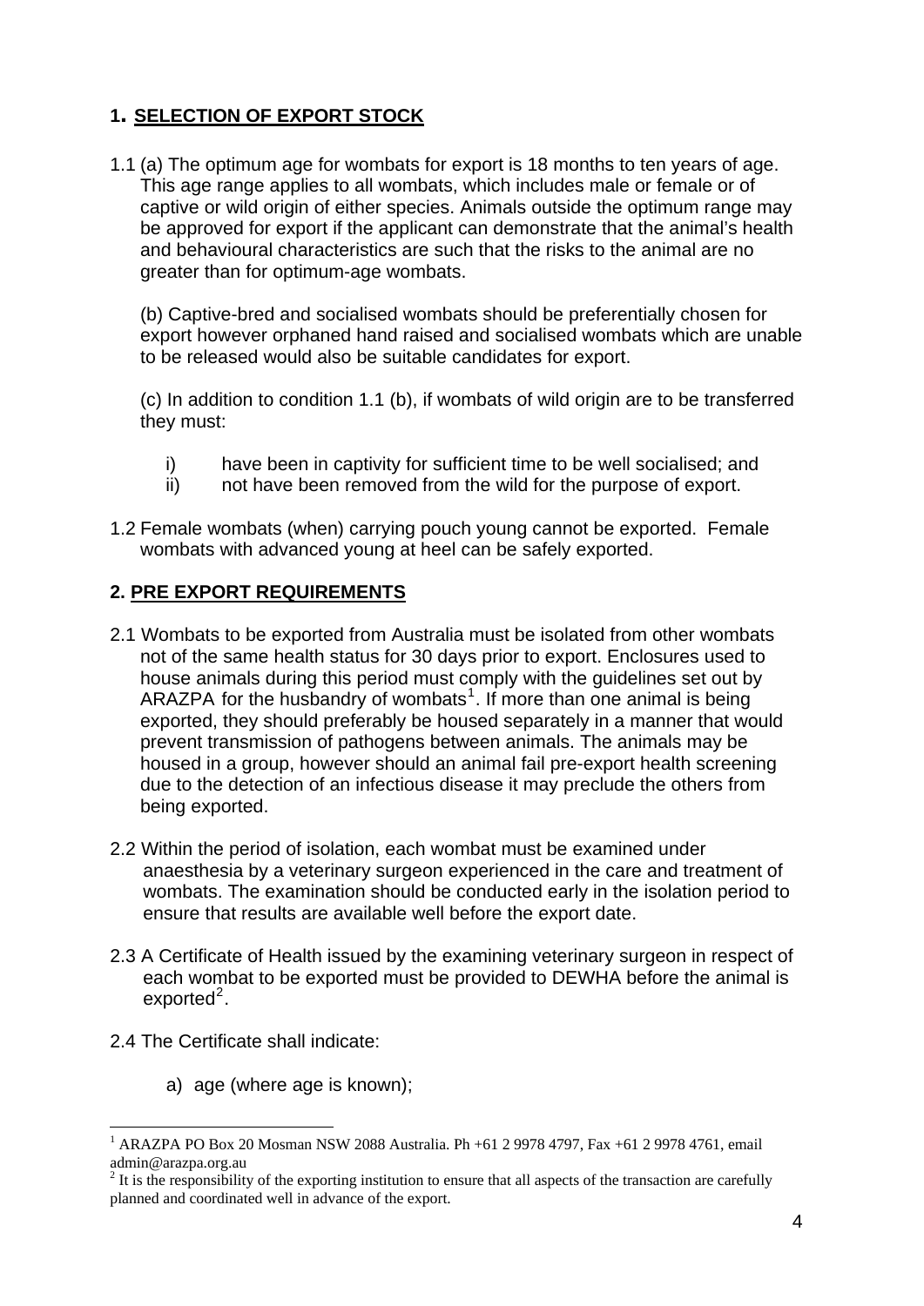## 1. SELECTION OF EXPORT STOCK

1.1 (a) The optimum age for wombats for export is 18 months to ten years of age. This age range applies to all wombats, which includes male or female or of captive or wild origin of either species. Animals outside the optimum range may be approved for export if the applicant can demonstrate that the animal's health and behavioural characteristics are such that the risks to the animal are no greater than for optimum-age wombats.

(b) Captive-bred and socialised wombats should be preferentially chosen for export however orphaned hand raised and socialised wombats which are unable to be released would also be suitable candidates for export.

(c) In addition to condition 1.1 (b), if wombats of wild origin are to be transferred they must:

- i) have been in captivity for sufficient time to be well socialised; and
- ii) not have been removed from the wild for the purpose of export.

1.2 Female wombats (when) carrying pouch young cannot be exported. Female wombats with advanced young at heel can be safely exported.

## 2. PRE EXPORT REQUIREMENTS

2.1 Wombats to be exported from Australia must be isolated from other wombats not of the same health status for 30 days prior to export. Enclosures used to house animals during this period must comply with the guidelines set out by ARAZPA for the husbandry of wombats[1]. If more than one animal is being exported, they should preferably be housed separately in a manner that would prevent transmission of pathogens between animals. The animals may be housed in a group, however should an animal fail pre-export health screening due to the detection of an infectious disease it may preclude the others from being exported.

2.2 Within the period of isolation, each wombat must be examined under anaesthesia by a veterinary surgeon experienced in the care and treatment of wombats. The examination should be conducted early in the isolation period to ensure that results are available well before the export date.

2.3 A Certificate of Health issued by the examining veterinary surgeon in respect of each wombat to be exported must be provided to DEWHA before the animal is exported[2].

2.4 The Certificate shall indicate:

a) age (where age is known);

---

[1] ARAZPA PO Box 20 Mosman NSW 2088 Australia. Ph +61 2 9978 4797, Fax +61 2 9978 4761, email admin@arazpa.org.au

[2] It is the responsibility of the exporting institution to ensure that all aspects of the transaction are carefully planned and coordinated well in advance of the export.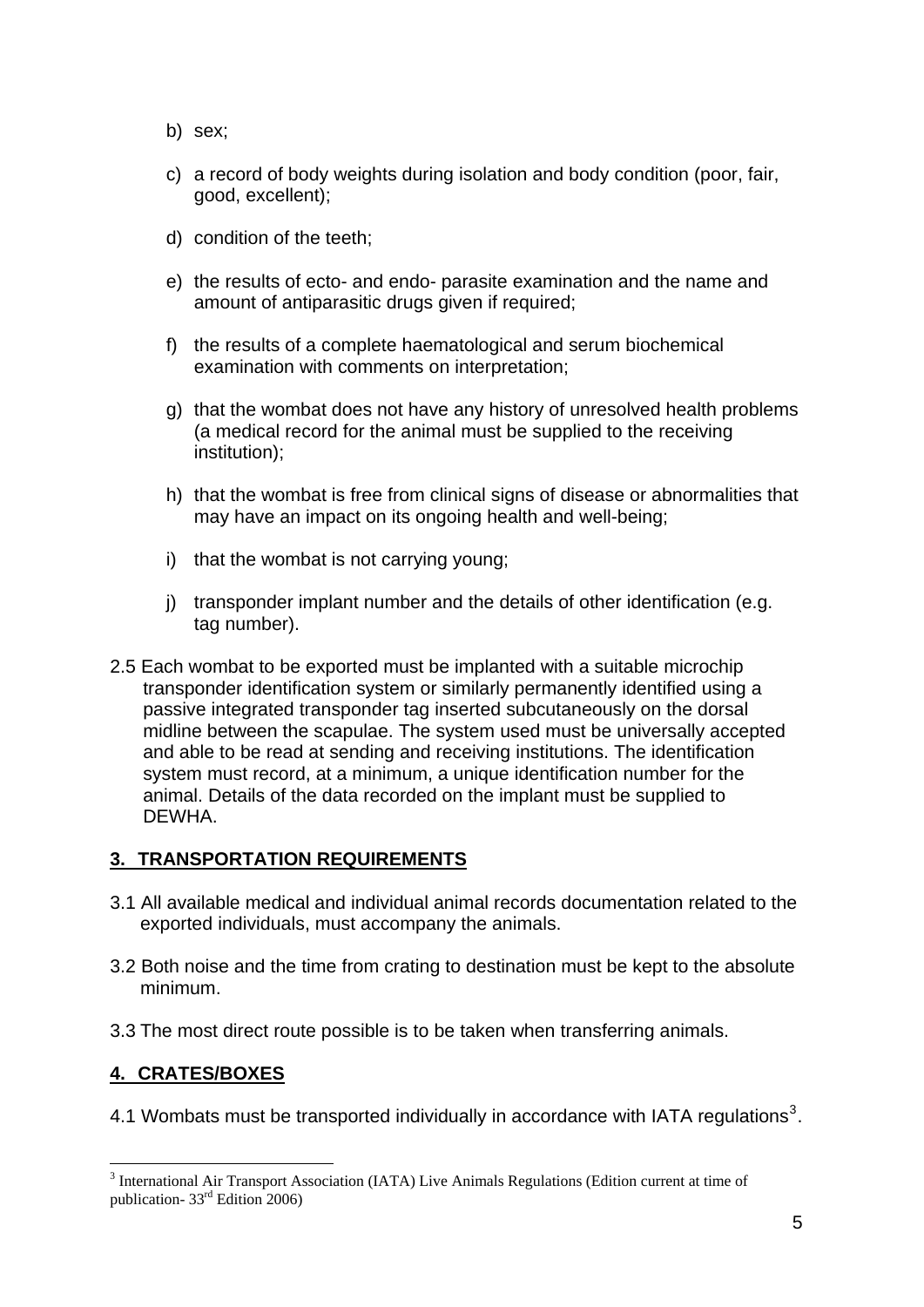b) sex;

c) a record of body weights during isolation and body condition (poor, fair, good, excellent);

d) condition of the teeth;

e) the results of ecto- and endo- parasite examination and the name and amount of antiparasitic drugs given if required;

f) the results of a complete haematological and serum biochemical examination with comments on interpretation;

g) that the wombat does not have any history of unresolved health problems (a medical record for the animal must be supplied to the receiving institution);

h) that the wombat is free from clinical signs of disease or abnormalities that may have an impact on its ongoing health and well-being;

i) that the wombat is not carrying young;

j) transponder implant number and the details of other identification (e.g. tag number).

2.5 Each wombat to be exported must be implanted with a suitable microchip transponder identification system or similarly permanently identified using a passive integrated transponder tag inserted subcutaneously on the dorsal midline between the scapulae. The system used must be universally accepted and able to be read at sending and receiving institutions. The identification system must record, at a minimum, a unique identification number for the animal. Details of the data recorded on the implant must be supplied to DEWHA.

## 3. TRANSPORTATION REQUIREMENTS

3.1 All available medical and individual animal records documentation related to the exported individuals, must accompany the animals.

3.2 Both noise and the time from crating to destination must be kept to the absolute minimum.

3.3 The most direct route possible is to be taken when transferring animals.

## 4. CRATES/BOXES

4.1 Wombats must be transported individually in accordance with IATA regulations[3].

---

[3] International Air Transport Association (IATA) Live Animals Regulations (Edition current at time of publication- 33rd Edition 2006)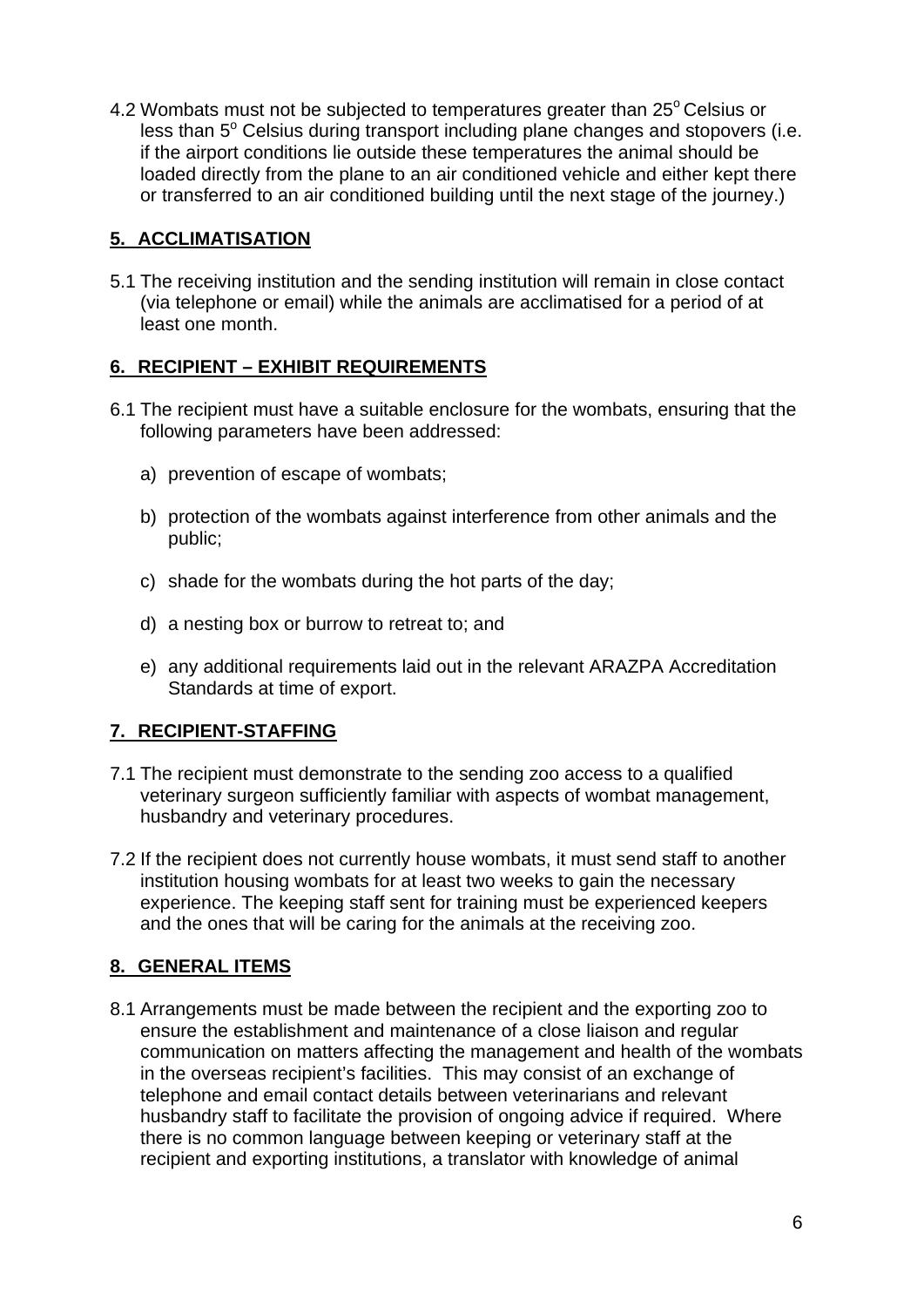4.2 Wombats must not be subjected to temperatures greater than 25$^{o}$ Celsius or less than 5$^{o}$ Celsius during transport including plane changes and stopovers (i.e. if the airport conditions lie outside these temperatures the animal should be loaded directly from the plane to an air conditioned vehicle and either kept there or transferred to an air conditioned building until the next stage of the journey.)

## 5. ACCLIMATISATION

5.1 The receiving institution and the sending institution will remain in close contact (via telephone or email) while the animals are acclimatised for a period of at least one month.

## 6. RECIPIENT – EXHIBIT REQUIREMENTS

6.1 The recipient must have a suitable enclosure for the wombats, ensuring that the following parameters have been addressed:

a) prevention of escape of wombats;

b) protection of the wombats against interference from other animals and the public;

c) shade for the wombats during the hot parts of the day;

d) a nesting box or burrow to retreat to; and

e) any additional requirements laid out in the relevant ARAZPA Accreditation Standards at time of export.

## 7. RECIPIENT-STAFFING

7.1 The recipient must demonstrate to the sending zoo access to a qualified veterinary surgeon sufficiently familiar with aspects of wombat management, husbandry and veterinary procedures.

7.2 If the recipient does not currently house wombats, it must send staff to another institution housing wombats for at least two weeks to gain the necessary experience. The keeping staff sent for training must be experienced keepers and the ones that will be caring for the animals at the receiving zoo.

## 8. GENERAL ITEMS

8.1 Arrangements must be made between the recipient and the exporting zoo to ensure the establishment and maintenance of a close liaison and regular communication on matters affecting the management and health of the wombats in the overseas recipient's facilities. This may consist of an exchange of telephone and email contact details between veterinarians and relevant husbandry staff to facilitate the provision of ongoing advice if required. Where there is no common language between keeping or veterinary staff at the recipient and exporting institutions, a translator with knowledge of animal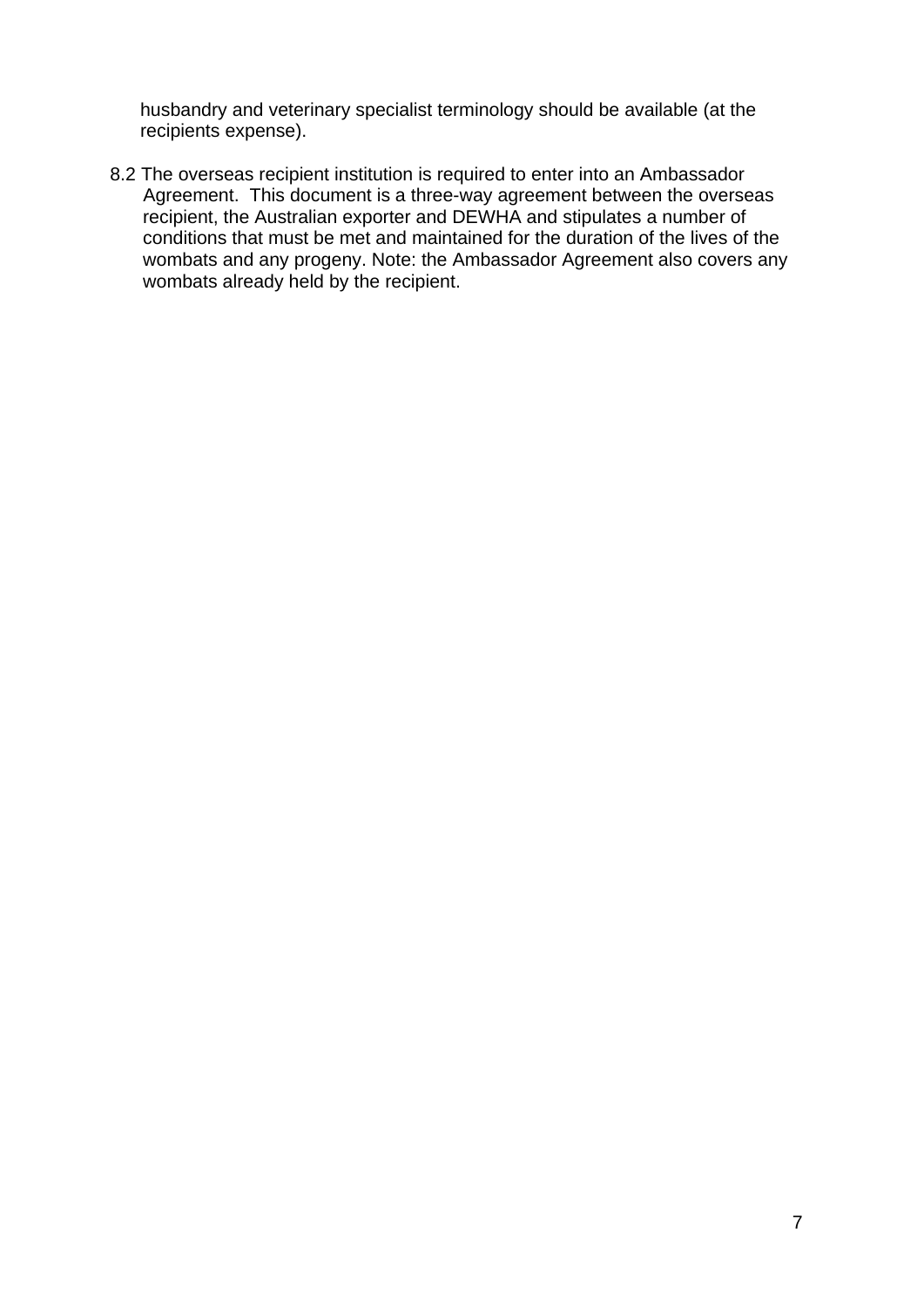husbandry and veterinary specialist terminology should be available (at the recipients expense).

8.2 The overseas recipient institution is required to enter into an Ambassador Agreement. This document is a three-way agreement between the overseas recipient, the Australian exporter and DEWHA and stipulates a number of conditions that must be met and maintained for the duration of the lives of the wombats and any progeny. Note: the Ambassador Agreement also covers any wombats already held by the recipient.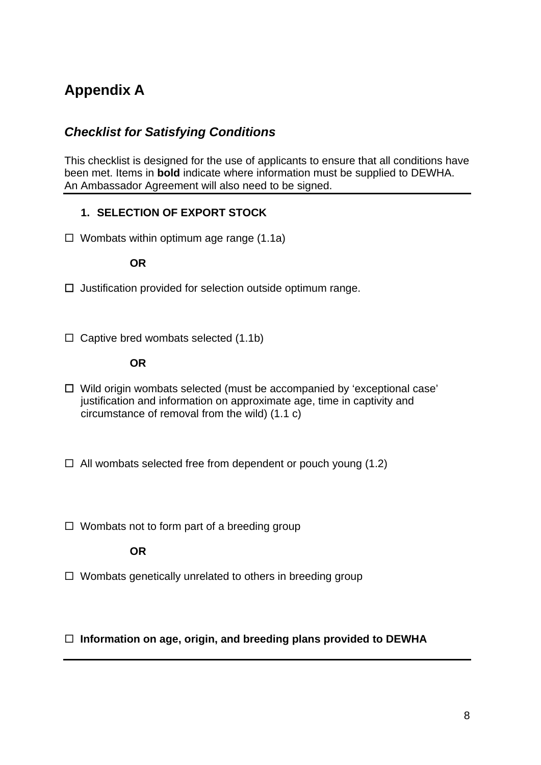# Appendix A

## *Checklist for Satisfying Conditions*

This checklist is designed for the use of applicants to ensure that all conditions have been met. Items in **bold** indicate where information must be supplied to DEWHA. An Ambassador Agreement will also need to be signed.

---

1. **SELECTION OF EXPORT STOCK**

☐ Wombats within optimum age range (1.1a)

**OR**

☐ Justification provided for selection outside optimum range.

☐ Captive bred wombats selected (1.1b)

**OR**

☐ Wild origin wombats selected (must be accompanied by 'exceptional case' justification and information on approximate age, time in captivity and circumstance of removal from the wild) (1.1 c)

☐ All wombats selected free from dependent or pouch young (1.2)

☐ Wombats not to form part of a breeding group

**OR**

☐ Wombats genetically unrelated to others in breeding group

☐ **Information on age, origin, and breeding plans provided to DEWHA**

---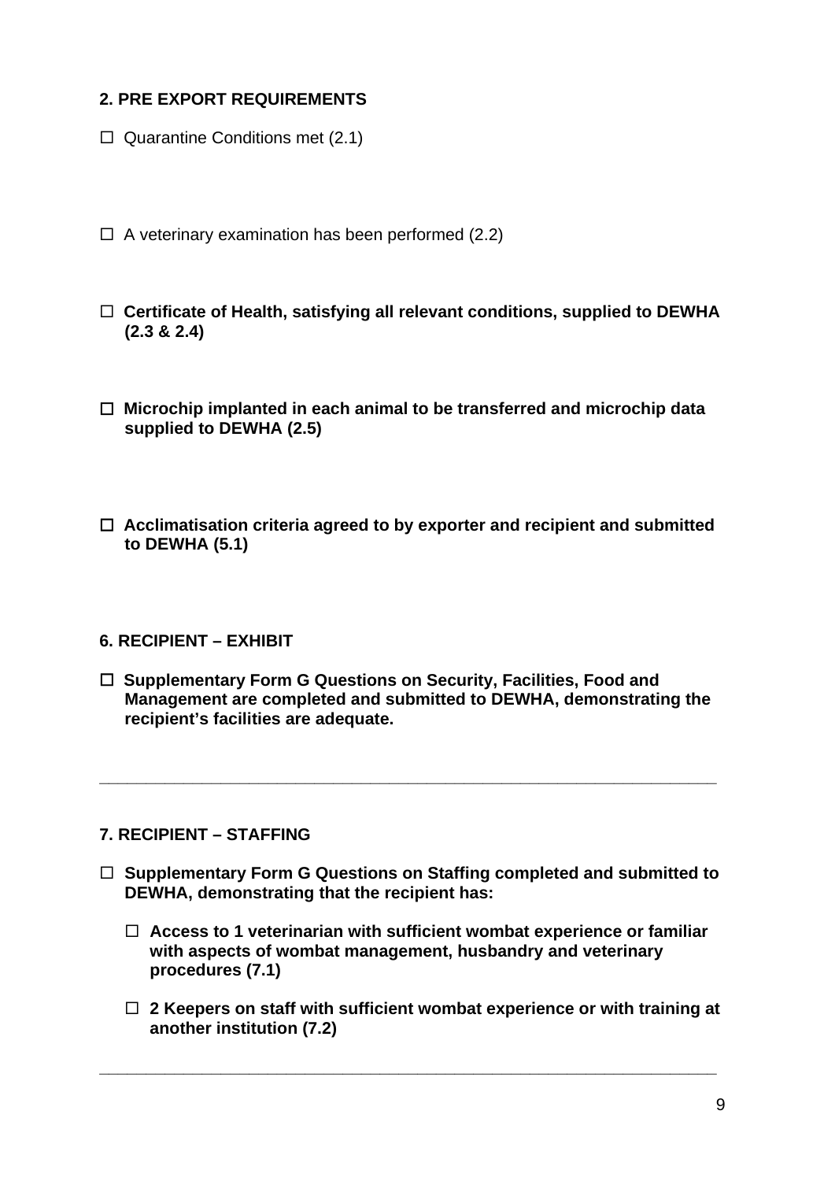## 2. PRE EXPORT REQUIREMENTS

☐ Quarantine Conditions met (2.1)

☐ A veterinary examination has been performed (2.2)

☐ **Certificate of Health, satisfying all relevant conditions, supplied to DEWHA (2.3 & 2.4)**

☐ **Microchip implanted in each animal to be transferred and microchip data supplied to DEWHA (2.5)**

☐ **Acclimatisation criteria agreed to by exporter and recipient and submitted to DEWHA (5.1)**

## 6. RECIPIENT – EXHIBIT

☐ **Supplementary Form G Questions on Security, Facilities, Food and Management are completed and submitted to DEWHA, demonstrating the recipient's facilities are adequate.**

---

## 7. RECIPIENT – STAFFING

☐ **Supplementary Form G Questions on Staffing completed and submitted to DEWHA, demonstrating that the recipient has:**

- ☐ **Access to 1 veterinarian with sufficient wombat experience or familiar with aspects of wombat management, husbandry and veterinary procedures (7.1)**

- ☐ **2 Keepers on staff with sufficient wombat experience or with training at another institution (7.2)**

---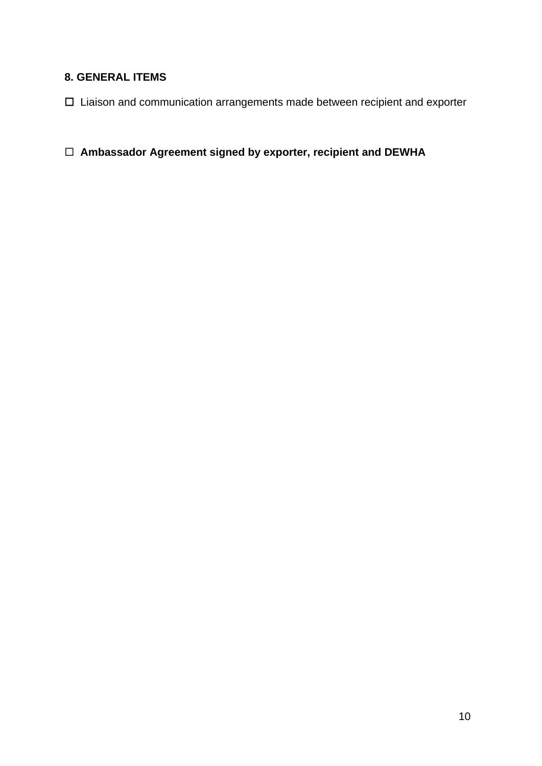**8. GENERAL ITEMS**

☐ Liaison and communication arrangements made between recipient and exporter

☐ **Ambassador Agreement signed by exporter, recipient and DEWHA**